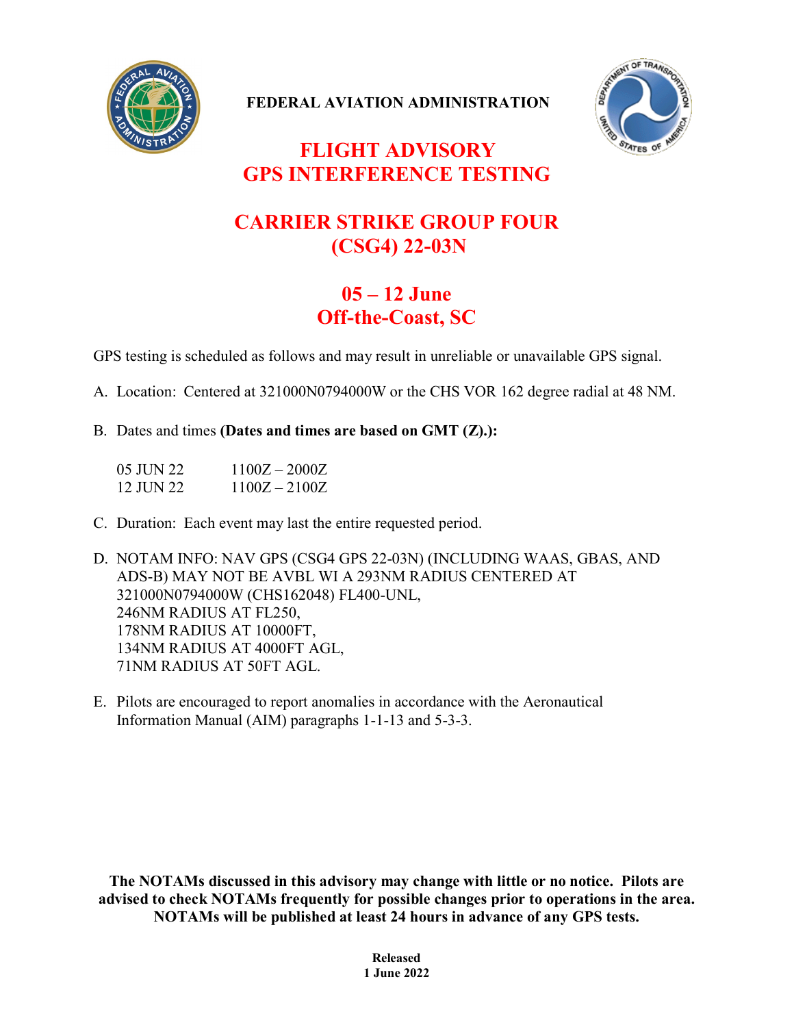**FEDERAL AVIATION ADMINISTRATION**

# FLIGHT ADVISORY
# GPS INTERFERENCE TESTING

## CARRIER STRIKE GROUP FOUR
## (CSG4) 22-03N

## 05 – 12 June
## Off-the-Coast, SC

GPS testing is scheduled as follows and may result in unreliable or unavailable GPS signal.

A. Location: Centered at 321000N0794000W or the CHS VOR 162 degree radial at 48 NM.

B. Dates and times **(Dates and times are based on GMT (Z).):**

| | |
|---|---|
| 05 JUN 22 | 1100Z – 2000Z |
| 12 JUN 22 | 1100Z – 2100Z |

C. Duration: Each event may last the entire requested period.

D. NOTAM INFO: NAV GPS (CSG4 GPS 22-03N) (INCLUDING WAAS, GBAS, AND ADS-B) MAY NOT BE AVBL WI A 293NM RADIUS CENTERED AT 321000N0794000W (CHS162048) FL400-UNL,
246NM RADIUS AT FL250,
178NM RADIUS AT 10000FT,
134NM RADIUS AT 4000FT AGL,
71NM RADIUS AT 50FT AGL.

E. Pilots are encouraged to report anomalies in accordance with the Aeronautical Information Manual (AIM) paragraphs 1-1-13 and 5-3-3.

**The NOTAMs discussed in this advisory may change with little or no notice. Pilots are advised to check NOTAMs frequently for possible changes prior to operations in the area. NOTAMs will be published at least 24 hours in advance of any GPS tests.**

**Released**
**1 June 2022**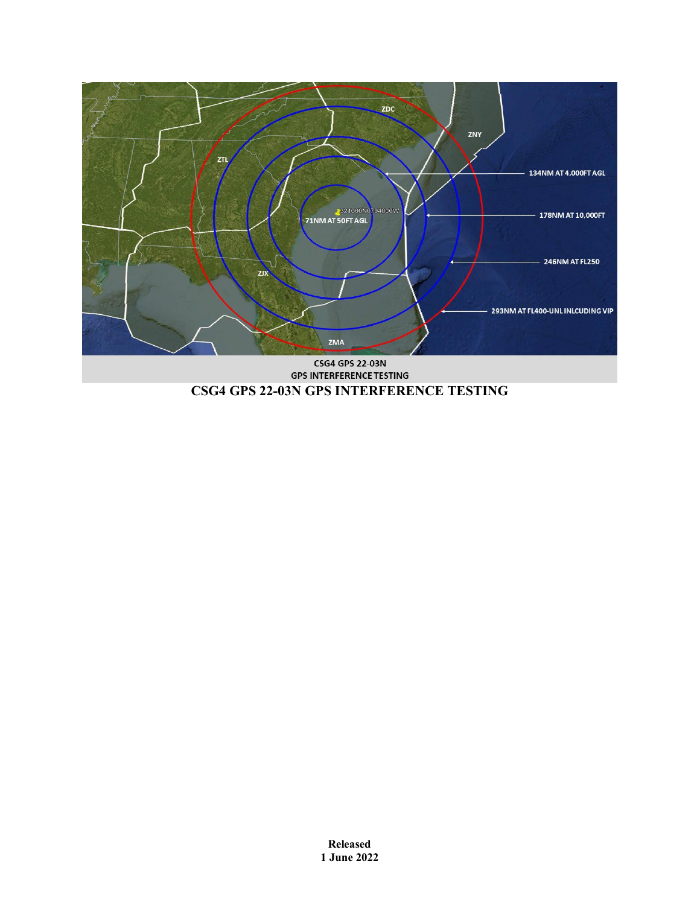ZDC

ZNY

ZTL

134NM AT 4,000FT AGL

321000N0794000W

71NM AT 50FT AGL

178NM AT 10,000FT

246NM AT FL250

ZJX

293NM AT FL400-UNL INLCUDING VIP

ZMA

CSG4 GPS 22-03N
GPS INTERFERENCE TESTING

**CSG4 GPS 22-03N GPS INTERFERENCE TESTING**

**Released**
**1 June 2022**